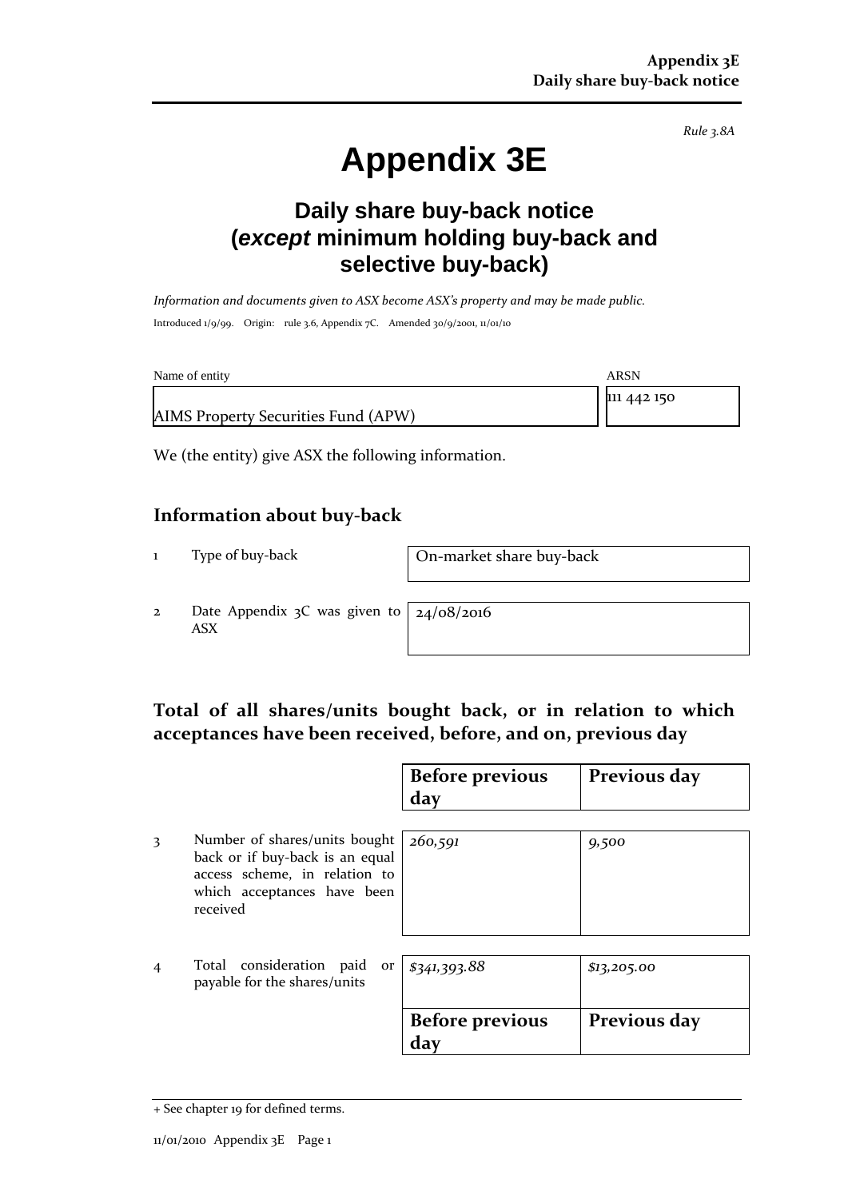*Rule 3.8A*

# Appendix 3E

## Daily share buy-back notice (*except* minimum holding buy-back and selective buy-back)

*Information and documents given to ASX become ASX's property and may be made public.*

Introduced 1/9/99. Origin: rule 3.6, Appendix 7C. Amended 30/9/2001, 11/01/10

| Name of entity | ARSN |
|---|---|
| AIMS Property Securities Fund (APW) | 111 442 150 |

We (the entity) give ASX the following information.

### Information about buy-back

| | | |
|---|---|---|
| 1 | Type of buy-back | On-market share buy-back |
| 2 | Date Appendix 3C was given to ASX | 24/08/2016 |

### Total of all shares/units bought back, or in relation to which acceptances have been received, before, and on, previous day

| | | Before previous day | Previous day |
|---|---|---|---|
| 3 | Number of shares/units bought back or if buy-back is an equal access scheme, in relation to which acceptances have been received | *260,591* | *9,500* |
| 4 | Total consideration paid or payable for the shares/units | *$341,393.88* | *$13,205.00* |

| Before previous day | Previous day |
|---|---|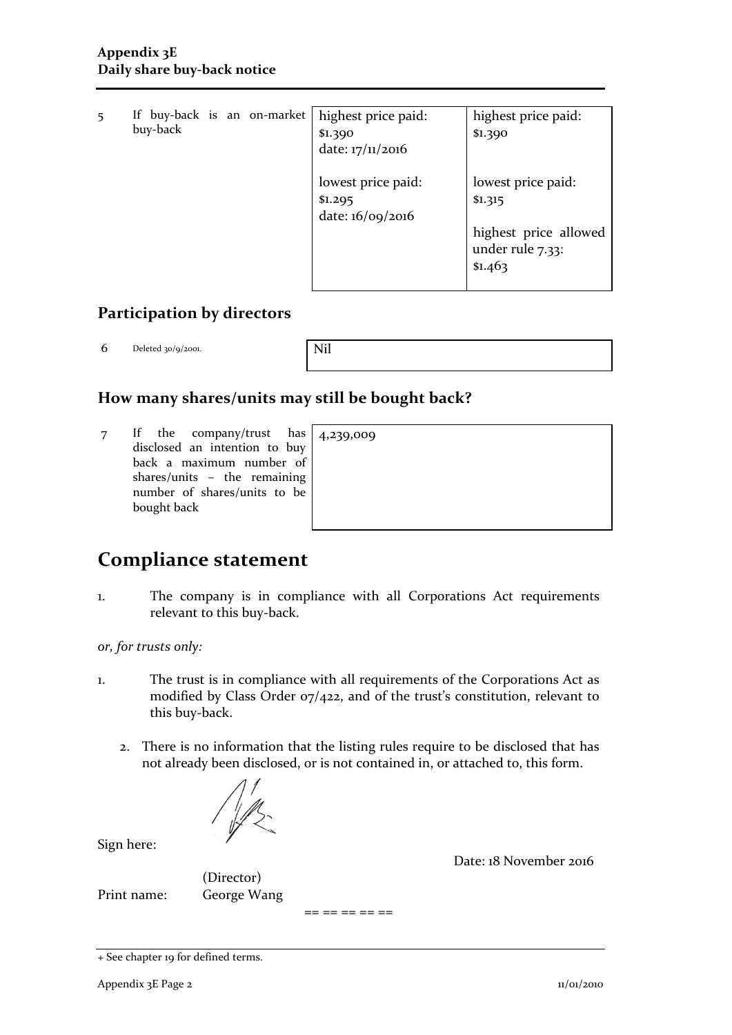| | | | |
|---|---|---|---|
| 5 | If buy-back is an on-market buy-back | highest price paid: $1.390<br>date: 17/11/2016<br><br>lowest price paid: $1.295<br>date: 16/09/2016 | highest price paid: $1.390<br><br>lowest price paid: $1.315<br><br>highest price allowed under rule 7.33: $1.463 |

## Participation by directors

| | | |
|---|---|---|
| 6 | Deleted 30/9/2001. | Nil |

## How many shares/units may still be bought back?

| | | |
|---|---|---|
| 7 | If the company/trust has disclosed an intention to buy back a maximum number of shares/units – the remaining number of shares/units to be bought back | 4,239,009 |

# Compliance statement

1. The company is in compliance with all Corporations Act requirements relevant to this buy-back.

*or, for trusts only:*

1. The trust is in compliance with all requirements of the Corporations Act as modified by Class Order 07/422, and of the trust's constitution, relevant to this buy-back.

2. There is no information that the listing rules require to be disclosed that has not already been disclosed, or is not contained in, or attached to, this form.

Sign here: (Director)

Date: 18 November 2016

Print name: George Wang

== == == == ==

+ See chapter 19 for defined terms.